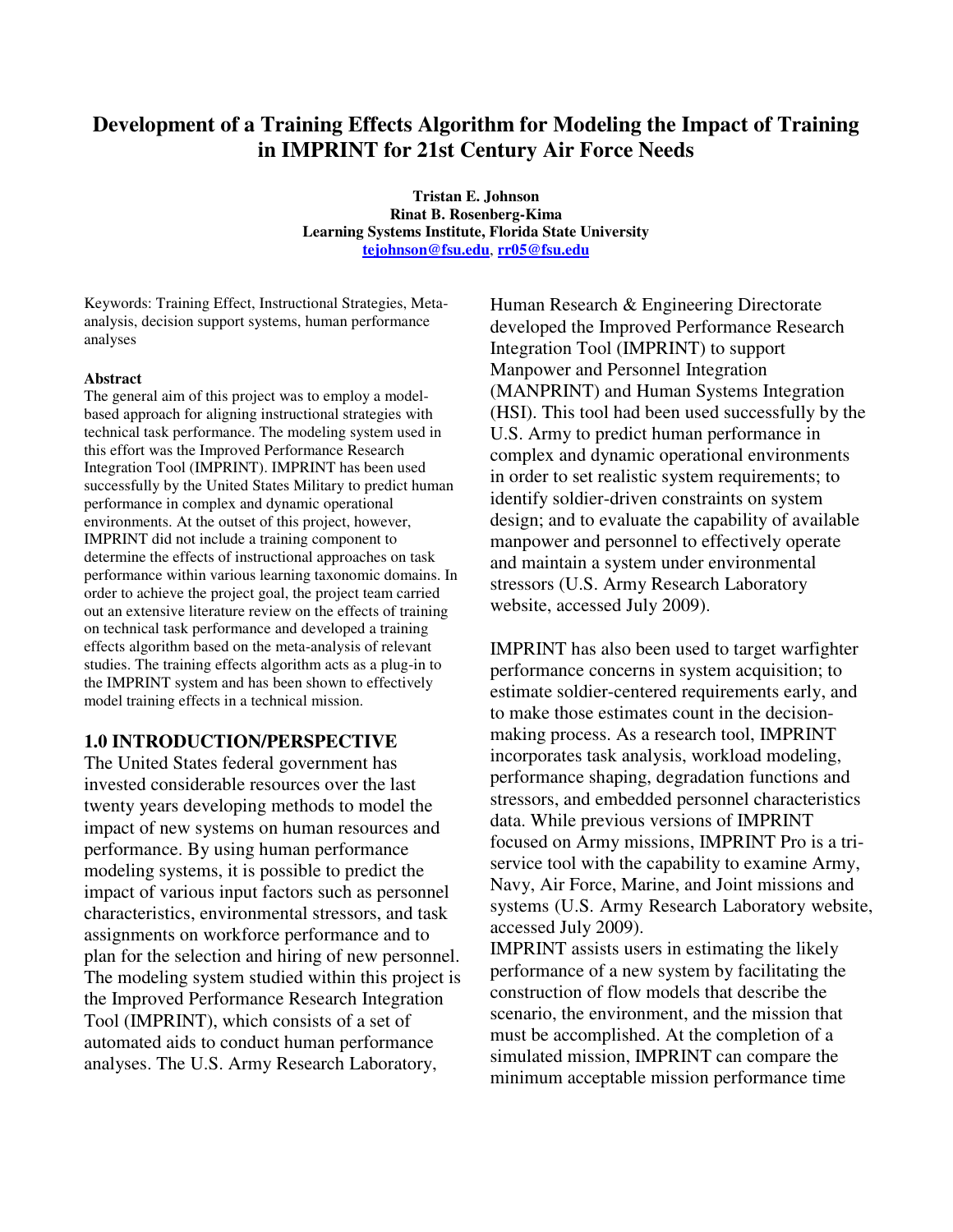# Development of a Training Effects Algorithm for Modeling the Impact of Training in IMPRINT for 21st Century Air Force Needs

**Tristan E. Johnson**
**Rinat B. Rosenberg-Kima**
**Learning Systems Institute, Florida State University**
tejohnson@fsu.edu, rr05@fsu.edu

Keywords: Training Effect, Instructional Strategies, Meta-analysis, decision support systems, human performance analyses

**Abstract**

The general aim of this project was to employ a model-based approach for aligning instructional strategies with technical task performance. The modeling system used in this effort was the Improved Performance Research Integration Tool (IMPRINT). IMPRINT has been used successfully by the United States Military to predict human performance in complex and dynamic operational environments. At the outset of this project, however, IMPRINT did not include a training component to determine the effects of instructional approaches on task performance within various learning taxonomic domains. In order to achieve the project goal, the project team carried out an extensive literature review on the effects of training on technical task performance and developed a training effects algorithm based on the meta-analysis of relevant studies. The training effects algorithm acts as a plug-in to the IMPRINT system and has been shown to effectively model training effects in a technical mission.

## 1.0 INTRODUCTION/PERSPECTIVE

The United States federal government has invested considerable resources over the last twenty years developing methods to model the impact of new systems on human resources and performance. By using human performance modeling systems, it is possible to predict the impact of various input factors such as personnel characteristics, environmental stressors, and task assignments on workforce performance and to plan for the selection and hiring of new personnel. The modeling system studied within this project is the Improved Performance Research Integration Tool (IMPRINT), which consists of a set of automated aids to conduct human performance analyses. The U.S. Army Research Laboratory, Human Research & Engineering Directorate developed the Improved Performance Research Integration Tool (IMPRINT) to support Manpower and Personnel Integration (MANPRINT) and Human Systems Integration (HSI). This tool had been used successfully by the U.S. Army to predict human performance in complex and dynamic operational environments in order to set realistic system requirements; to identify soldier-driven constraints on system design; and to evaluate the capability of available manpower and personnel to effectively operate and maintain a system under environmental stressors (U.S. Army Research Laboratory website, accessed July 2009).

IMPRINT has also been used to target warfighter performance concerns in system acquisition; to estimate soldier-centered requirements early, and to make those estimates count in the decision-making process. As a research tool, IMPRINT incorporates task analysis, workload modeling, performance shaping, degradation functions and stressors, and embedded personnel characteristics data. While previous versions of IMPRINT focused on Army missions, IMPRINT Pro is a tri-service tool with the capability to examine Army, Navy, Air Force, Marine, and Joint missions and systems (U.S. Army Research Laboratory website, accessed July 2009).

IMPRINT assists users in estimating the likely performance of a new system by facilitating the construction of flow models that describe the scenario, the environment, and the mission that must be accomplished. At the completion of a simulated mission, IMPRINT can compare the minimum acceptable mission performance time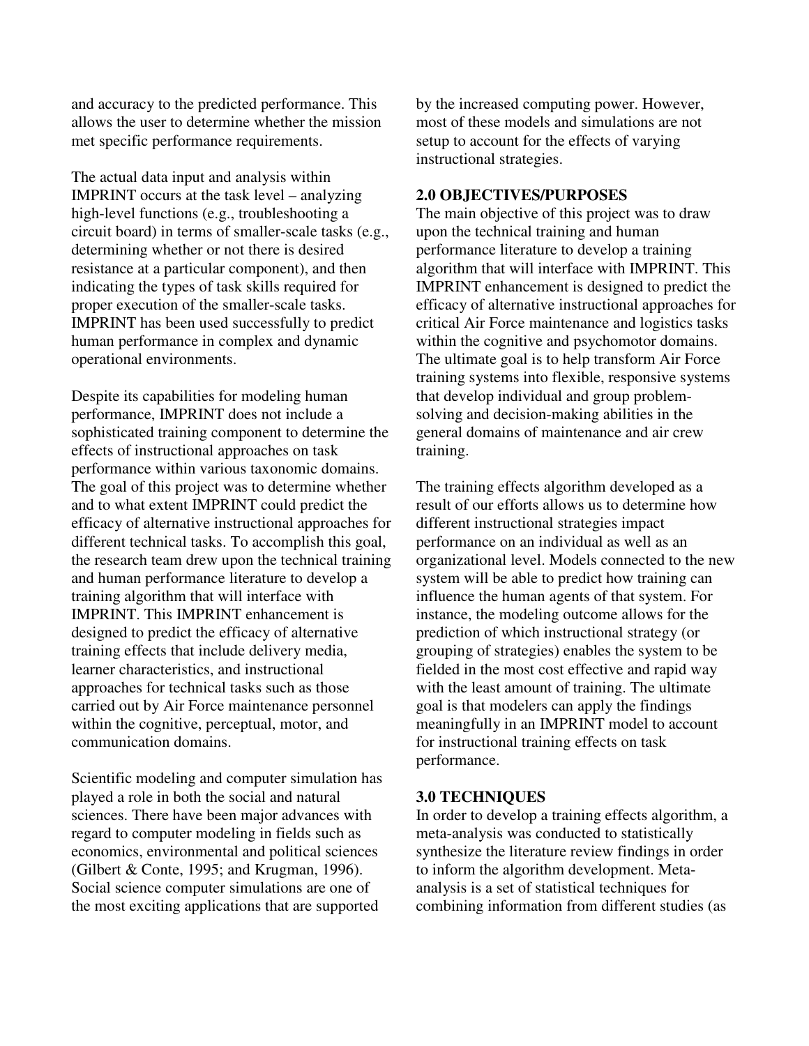and accuracy to the predicted performance. This allows the user to determine whether the mission met specific performance requirements.

The actual data input and analysis within IMPRINT occurs at the task level – analyzing high-level functions (e.g., troubleshooting a circuit board) in terms of smaller-scale tasks (e.g., determining whether or not there is desired resistance at a particular component), and then indicating the types of task skills required for proper execution of the smaller-scale tasks. IMPRINT has been used successfully to predict human performance in complex and dynamic operational environments.

Despite its capabilities for modeling human performance, IMPRINT does not include a sophisticated training component to determine the effects of instructional approaches on task performance within various taxonomic domains. The goal of this project was to determine whether and to what extent IMPRINT could predict the efficacy of alternative instructional approaches for different technical tasks. To accomplish this goal, the research team drew upon the technical training and human performance literature to develop a training algorithm that will interface with IMPRINT. This IMPRINT enhancement is designed to predict the efficacy of alternative training effects that include delivery media, learner characteristics, and instructional approaches for technical tasks such as those carried out by Air Force maintenance personnel within the cognitive, perceptual, motor, and communication domains.

Scientific modeling and computer simulation has played a role in both the social and natural sciences. There have been major advances with regard to computer modeling in fields such as economics, environmental and political sciences (Gilbert & Conte, 1995; and Krugman, 1996). Social science computer simulations are one of the most exciting applications that are supported by the increased computing power. However, most of these models and simulations are not setup to account for the effects of varying instructional strategies.

## 2.0 OBJECTIVES/PURPOSES

The main objective of this project was to draw upon the technical training and human performance literature to develop a training algorithm that will interface with IMPRINT. This IMPRINT enhancement is designed to predict the efficacy of alternative instructional approaches for critical Air Force maintenance and logistics tasks within the cognitive and psychomotor domains. The ultimate goal is to help transform Air Force training systems into flexible, responsive systems that develop individual and group problem-solving and decision-making abilities in the general domains of maintenance and air crew training.

The training effects algorithm developed as a result of our efforts allows us to determine how different instructional strategies impact performance on an individual as well as an organizational level. Models connected to the new system will be able to predict how training can influence the human agents of that system. For instance, the modeling outcome allows for the prediction of which instructional strategy (or grouping of strategies) enables the system to be fielded in the most cost effective and rapid way with the least amount of training. The ultimate goal is that modelers can apply the findings meaningfully in an IMPRINT model to account for instructional training effects on task performance.

## 3.0 TECHNIQUES

In order to develop a training effects algorithm, a meta-analysis was conducted to statistically synthesize the literature review findings in order to inform the algorithm development. Meta-analysis is a set of statistical techniques for combining information from different studies (as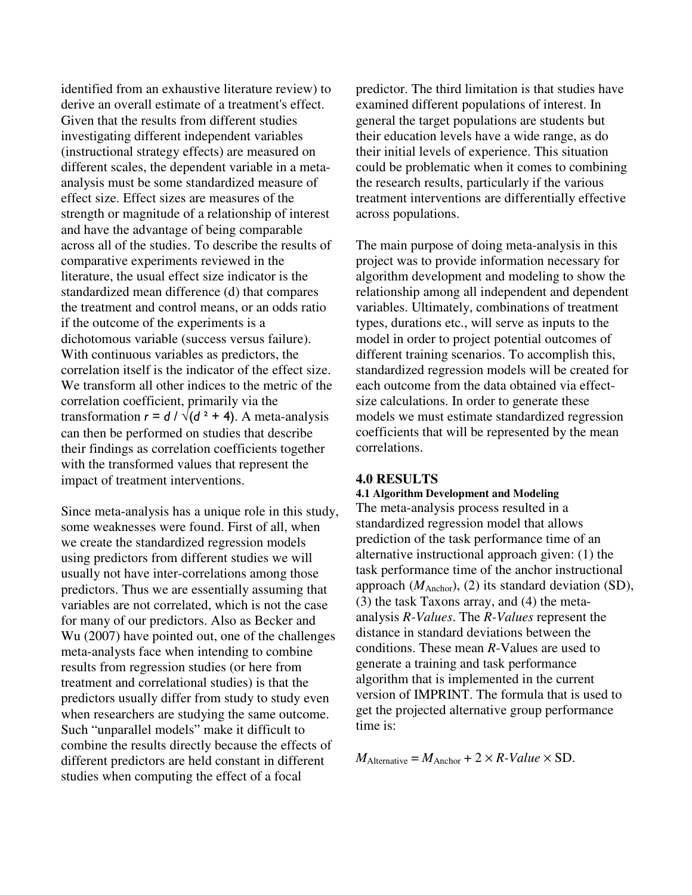identified from an exhaustive literature review) to derive an overall estimate of a treatment's effect. Given that the results from different studies investigating different independent variables (instructional strategy effects) are measured on different scales, the dependent variable in a meta-analysis must be some standardized measure of effect size. Effect sizes are measures of the strength or magnitude of a relationship of interest and have the advantage of being comparable across all of the studies. To describe the results of comparative experiments reviewed in the literature, the usual effect size indicator is the standardized mean difference (d) that compares the treatment and control means, or an odds ratio if the outcome of the experiments is a dichotomous variable (success versus failure). With continuous variables as predictors, the correlation itself is the indicator of the effect size. We transform all other indices to the metric of the correlation coefficient, primarily via the transformation $r = d / \sqrt{(d^2 + 4)}$. A meta-analysis can then be performed on studies that describe their findings as correlation coefficients together with the transformed values that represent the impact of treatment interventions.

Since meta-analysis has a unique role in this study, some weaknesses were found. First of all, when we create the standardized regression models using predictors from different studies we will usually not have inter-correlations among those predictors. Thus we are essentially assuming that variables are not correlated, which is not the case for many of our predictors. Also as Becker and Wu (2007) have pointed out, one of the challenges meta-analysts face when intending to combine results from regression studies (or here from treatment and correlational studies) is that the predictors usually differ from study to study even when researchers are studying the same outcome. Such "unparallel models" make it difficult to combine the results directly because the effects of different predictors are held constant in different studies when computing the effect of a focal predictor. The third limitation is that studies have examined different populations of interest. In general the target populations are students but their education levels have a wide range, as do their initial levels of experience. This situation could be problematic when it comes to combining the research results, particularly if the various treatment interventions are differentially effective across populations.

The main purpose of doing meta-analysis in this project was to provide information necessary for algorithm development and modeling to show the relationship among all independent and dependent variables. Ultimately, combinations of treatment types, durations etc., will serve as inputs to the model in order to project potential outcomes of different training scenarios. To accomplish this, standardized regression models will be created for each outcome from the data obtained via effect-size calculations. In order to generate these models we must estimate standardized regression coefficients that will be represented by the mean correlations.

## 4.0 RESULTS

### 4.1 Algorithm Development and Modeling

The meta-analysis process resulted in a standardized regression model that allows prediction of the task performance time of an alternative instructional approach given: (1) the task performance time of the anchor instructional approach ($M_{\text{Anchor}}$), (2) its standard deviation (SD), (3) the task Taxons array, and (4) the meta-analysis *R-Values*. The *R-Values* represent the distance in standard deviations between the conditions. These mean *R*-Values are used to generate a training and task performance algorithm that is implemented in the current version of IMPRINT. The formula that is used to get the projected alternative group performance time is:

$$M_{\text{Alternative}} = M_{\text{Anchor}} + 2 \times \textit{R-Value} \times \text{SD}.$$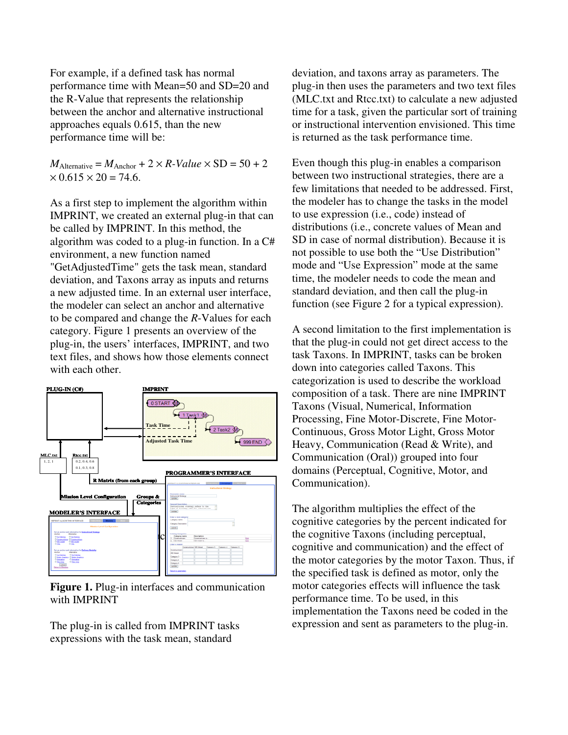For example, if a defined task has normal performance time with Mean=50 and SD=20 and the R-Value that represents the relationship between the anchor and alternative instructional approaches equals 0.615, than the new performance time will be:

$M_{\text{Alternative}} = M_{\text{Anchor}} + 2 \times \textit{R-Value} \times \text{SD} = 50 + 2 \times 0.615 \times 20 = 74.6.$

As a first step to implement the algorithm within IMPRINT, we created an external plug-in that can be called by IMPRINT. In this method, the algorithm was coded to a plug-in function. In a C# environment, a new function named "GetAdjustedTime" gets the task mean, standard deviation, and Taxons array as inputs and returns a new adjusted time. In an external user interface, the modeler can select an anchor and alternative to be compared and change the *R*-Values for each category. Figure 1 presents an overview of the plug-in, the users' interfaces, IMPRINT, and two text files, and shows how those elements connect with each other.

**Figure 1.** Plug-in interfaces and communication with IMPRINT

The plug-in is called from IMPRINT tasks expressions with the task mean, standard deviation, and taxons array as parameters. The plug-in then uses the parameters and two text files (MLC.txt and Rtcc.txt) to calculate a new adjusted time for a task, given the particular sort of training or instructional intervention envisioned. This time is returned as the task performance time.

Even though this plug-in enables a comparison between two instructional strategies, there are a few limitations that needed to be addressed. First, the modeler has to change the tasks in the model to use expression (i.e., code) instead of distributions (i.e., concrete values of Mean and SD in case of normal distribution). Because it is not possible to use both the "Use Distribution" mode and "Use Expression" mode at the same time, the modeler needs to code the mean and standard deviation, and then call the plug-in function (see Figure 2 for a typical expression).

A second limitation to the first implementation is that the plug-in could not get direct access to the task Taxons. In IMPRINT, tasks can be broken down into categories called Taxons. This categorization is used to describe the workload composition of a task. There are nine IMPRINT Taxons (Visual, Numerical, Information Processing, Fine Motor-Discrete, Fine Motor-Continuous, Gross Motor Light, Gross Motor Heavy, Communication (Read & Write), and Communication (Oral)) grouped into four domains (Perceptual, Cognitive, Motor, and Communication).

The algorithm multiplies the effect of the cognitive categories by the percent indicated for the cognitive Taxons (including perceptual, cognitive and communication) and the effect of the motor categories by the motor Taxon. Thus, if the specified task is defined as motor, only the motor categories effects will influence the task performance time. To be used, in this implementation the Taxons need be coded in the expression and sent as parameters to the plug-in.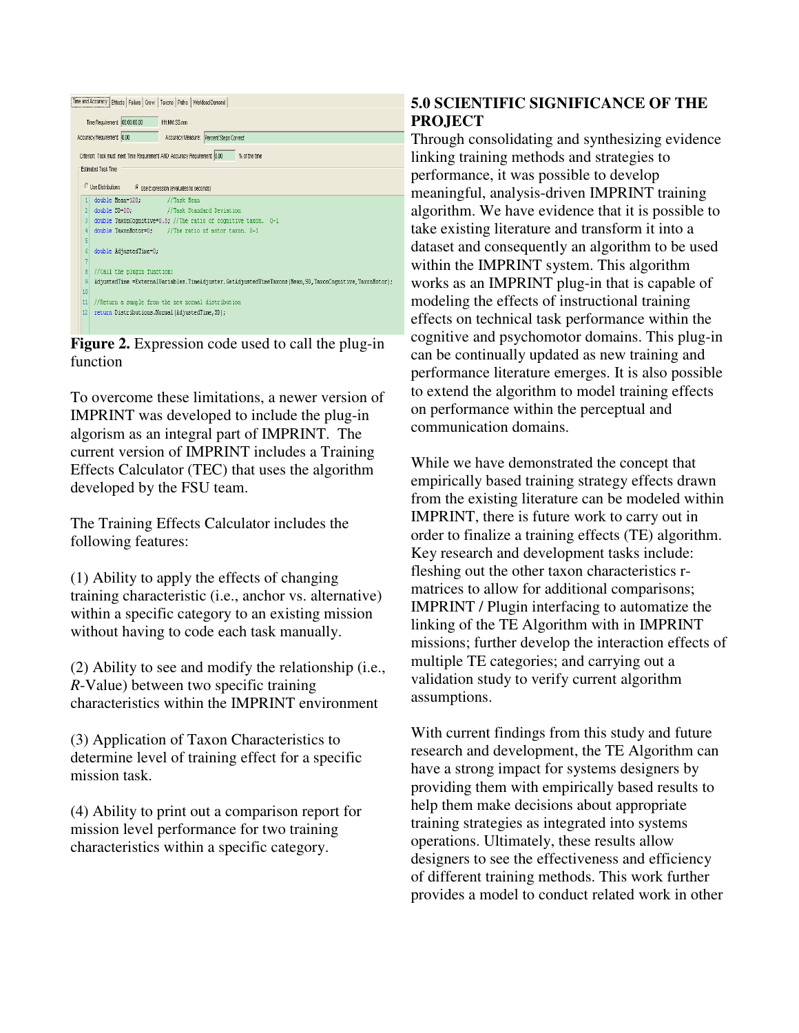```
Time Requirement: 00:00:00.00    HH:MM:SS.mm
Accuracy Requirement: 0.00    Accuracy Measure: Percent Steps Correct
Criterion: Task must meet Time Requirement AND Accuracy Requirement 0.00 % of the time
Estimated Task Time
Use Distributions   Use Expression (evaluates to seconds)

1  double Mean=120;          //Task Mean
2  double SD=20;             //Task Standard Deviation
3  double TaxonCognitive=0.5; //The ratio of cognitive taxon. 0-1
4  double TaxonMotor=0;      //The ratio of motor taxon. 0-1
5
6  double AdjustedTime=0;
7
8  //Call the plugin function:
9  AdjustedTime =ExternalVariables.TimeAdjuster.GetAdjustedTimeTaxons(Mean,SD,TaxonCognitive,TaxonMotor);
10
11 //Return a sample from the new normal distribution
12 return Distributions.Normal(AdjustedTime,SD);
```

**Figure 2.** Expression code used to call the plug-in function

To overcome these limitations, a newer version of IMPRINT was developed to include the plug-in algorism as an integral part of IMPRINT. The current version of IMPRINT includes a Training Effects Calculator (TEC) that uses the algorithm developed by the FSU team.

The Training Effects Calculator includes the following features:

(1) Ability to apply the effects of changing training characteristic (i.e., anchor vs. alternative) within a specific category to an existing mission without having to code each task manually.

(2) Ability to see and modify the relationship (i.e., *R*-Value) between two specific training characteristics within the IMPRINT environment

(3) Application of Taxon Characteristics to determine level of training effect for a specific mission task.

(4) Ability to print out a comparison report for mission level performance for two training characteristics within a specific category.

## 5.0 SCIENTIFIC SIGNIFICANCE OF THE PROJECT

Through consolidating and synthesizing evidence linking training methods and strategies to performance, it was possible to develop meaningful, analysis-driven IMPRINT training algorithm. We have evidence that it is possible to take existing literature and transform it into a dataset and consequently an algorithm to be used within the IMPRINT system. This algorithm works as an IMPRINT plug-in that is capable of modeling the effects of instructional training effects on technical task performance within the cognitive and psychomotor domains. This plug-in can be continually updated as new training and performance literature emerges. It is also possible to extend the algorithm to model training effects on performance within the perceptual and communication domains.

While we have demonstrated the concept that empirically based training strategy effects drawn from the existing literature can be modeled within IMPRINT, there is future work to carry out in order to finalize a training effects (TE) algorithm. Key research and development tasks include: fleshing out the other taxon characteristics r-matrices to allow for additional comparisons; IMPRINT / Plugin interfacing to automatize the linking of the TE Algorithm with in IMPRINT missions; further develop the interaction effects of multiple TE categories; and carrying out a validation study to verify current algorithm assumptions.

With current findings from this study and future research and development, the TE Algorithm can have a strong impact for systems designers by providing them with empirically based results to help them make decisions about appropriate training strategies as integrated into systems operations. Ultimately, these results allow designers to see the effectiveness and efficiency of different training methods. This work further provides a model to conduct related work in other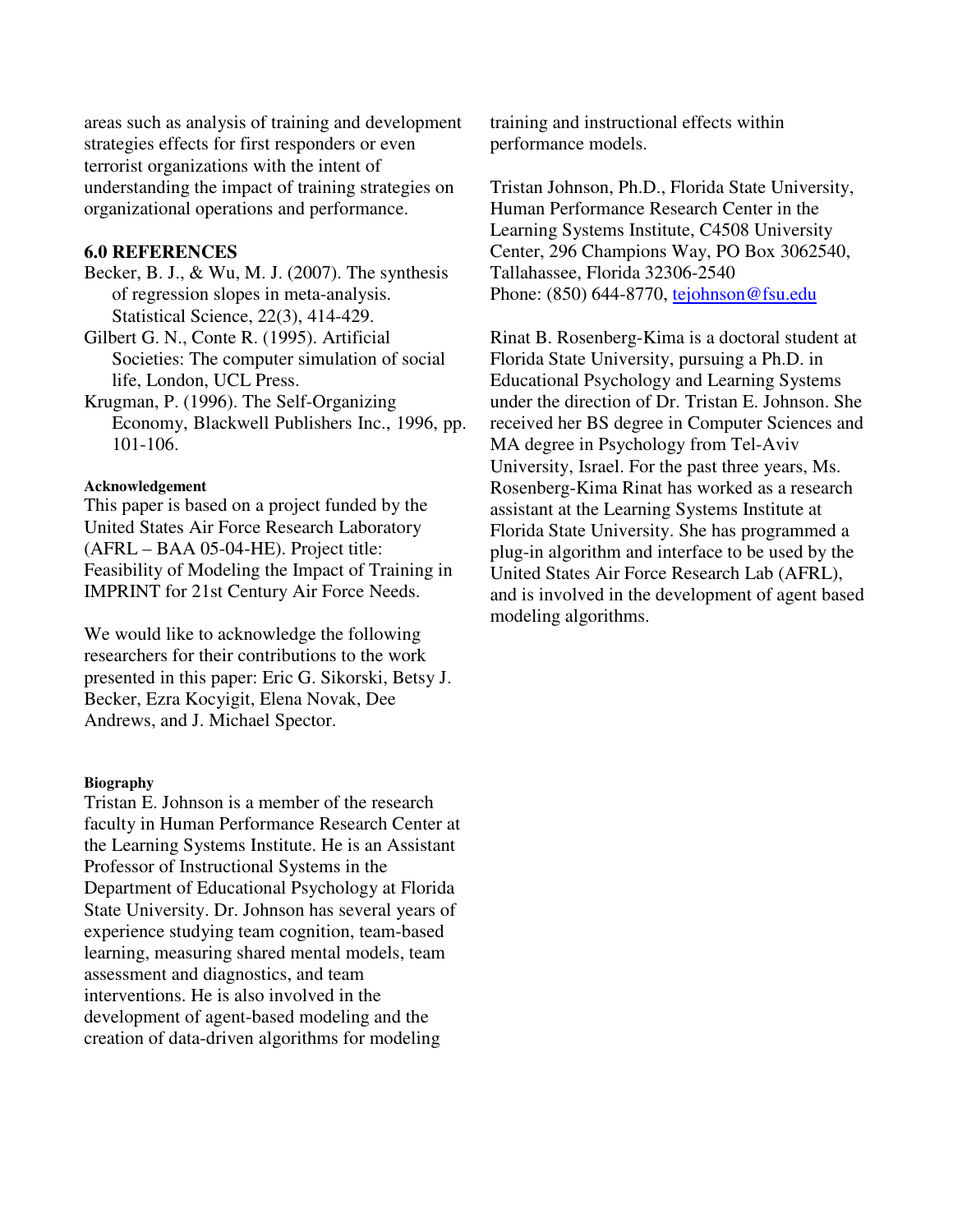areas such as analysis of training and development strategies effects for first responders or even terrorist organizations with the intent of understanding the impact of training strategies on organizational operations and performance.

## 6.0 REFERENCES

Becker, B. J., & Wu, M. J. (2007). The synthesis of regression slopes in meta-analysis. Statistical Science, 22(3), 414-429.

Gilbert G. N., Conte R. (1995). Artificial Societies: The computer simulation of social life, London, UCL Press.

Krugman, P. (1996). The Self-Organizing Economy, Blackwell Publishers Inc., 1996, pp. 101-106.

#### Acknowledgement

This paper is based on a project funded by the United States Air Force Research Laboratory (AFRL – BAA 05-04-HE). Project title: Feasibility of Modeling the Impact of Training in IMPRINT for 21st Century Air Force Needs.

We would like to acknowledge the following researchers for their contributions to the work presented in this paper: Eric G. Sikorski, Betsy J. Becker, Ezra Kocyigit, Elena Novak, Dee Andrews, and J. Michael Spector.

#### Biography

Tristan E. Johnson is a member of the research faculty in Human Performance Research Center at the Learning Systems Institute. He is an Assistant Professor of Instructional Systems in the Department of Educational Psychology at Florida State University. Dr. Johnson has several years of experience studying team cognition, team-based learning, measuring shared mental models, team assessment and diagnostics, and team interventions. He is also involved in the development of agent-based modeling and the creation of data-driven algorithms for modeling training and instructional effects within performance models.

Tristan Johnson, Ph.D., Florida State University, Human Performance Research Center in the Learning Systems Institute, C4508 University Center, 296 Champions Way, PO Box 3062540, Tallahassee, Florida 32306-2540
Phone: (850) 644-8770, tejohnson@fsu.edu

Rinat B. Rosenberg-Kima is a doctoral student at Florida State University, pursuing a Ph.D. in Educational Psychology and Learning Systems under the direction of Dr. Tristan E. Johnson. She received her BS degree in Computer Sciences and MA degree in Psychology from Tel-Aviv University, Israel. For the past three years, Ms. Rosenberg-Kima Rinat has worked as a research assistant at the Learning Systems Institute at Florida State University. She has programmed a plug-in algorithm and interface to be used by the United States Air Force Research Lab (AFRL), and is involved in the development of agent based modeling algorithms.